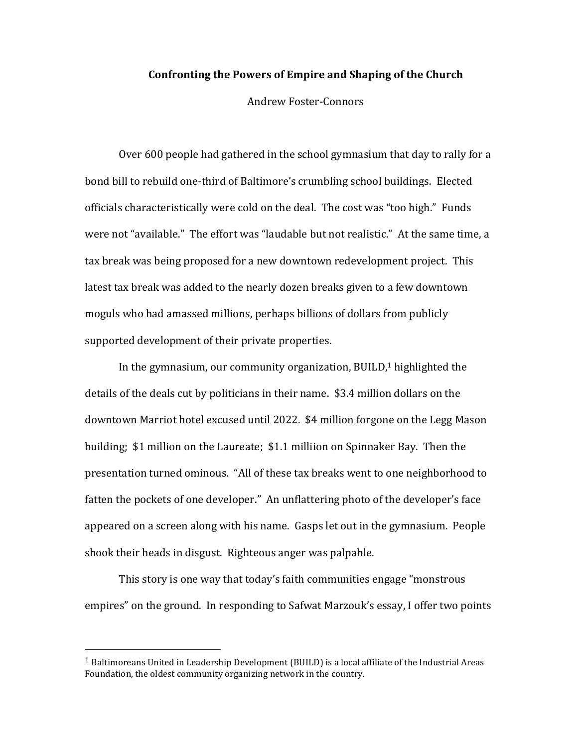**Confronting the Powers of Empire and Shaping of the Church**

Andrew Foster-Connors

Over 600 people had gathered in the school gymnasium that day to rally for a bond bill to rebuild one-third of Baltimore's crumbling school buildings. Elected officials characteristically were cold on the deal. The cost was "too high." Funds were not "available." The effort was "laudable but not realistic." At the same time, a tax break was being proposed for a new downtown redevelopment project. This latest tax break was added to the nearly dozen breaks given to a few downtown moguls who had amassed millions, perhaps billions of dollars from publicly supported development of their private properties.

In the gymnasium, our community organization, BUILD,[1] highlighted the details of the deals cut by politicians in their name. $3.4 million dollars on the downtown Marriot hotel excused until 2022. $4 million forgone on the Legg Mason building; $1 million on the Laureate; $1.1 milliion on Spinnaker Bay. Then the presentation turned ominous. "All of these tax breaks went to one neighborhood to fatten the pockets of one developer." An unflattering photo of the developer's face appeared on a screen along with his name. Gasps let out in the gymnasium. People shook their heads in disgust. Righteous anger was palpable.

This story is one way that today's faith communities engage "monstrous empires" on the ground. In responding to Safwat Marzouk's essay, I offer two points

[1] Baltimoreans United in Leadership Development (BUILD) is a local affiliate of the Industrial Areas Foundation, the oldest community organizing network in the country.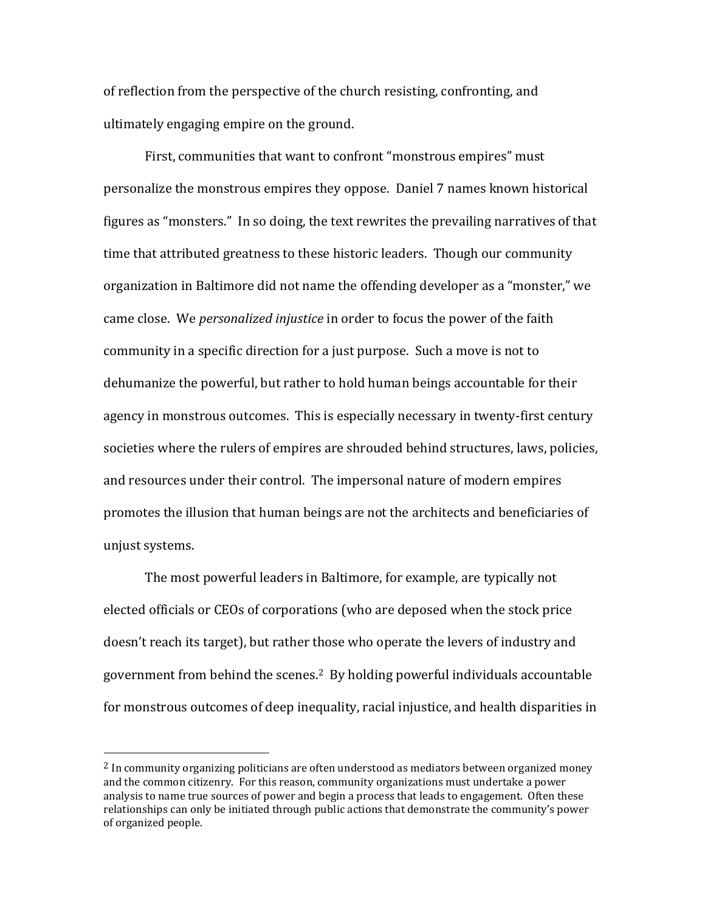of reflection from the perspective of the church resisting, confronting, and ultimately engaging empire on the ground.

First, communities that want to confront "monstrous empires" must personalize the monstrous empires they oppose. Daniel 7 names known historical figures as "monsters." In so doing, the text rewrites the prevailing narratives of that time that attributed greatness to these historic leaders. Though our community organization in Baltimore did not name the offending developer as a "monster," we came close. We *personalized injustice* in order to focus the power of the faith community in a specific direction for a just purpose. Such a move is not to dehumanize the powerful, but rather to hold human beings accountable for their agency in monstrous outcomes. This is especially necessary in twenty-first century societies where the rulers of empires are shrouded behind structures, laws, policies, and resources under their control. The impersonal nature of modern empires promotes the illusion that human beings are not the architects and beneficiaries of unjust systems.

The most powerful leaders in Baltimore, for example, are typically not elected officials or CEOs of corporations (who are deposed when the stock price doesn't reach its target), but rather those who operate the levers of industry and government from behind the scenes.[2] By holding powerful individuals accountable for monstrous outcomes of deep inequality, racial injustice, and health disparities in

---

[2] In community organizing politicians are often understood as mediators between organized money and the common citizenry. For this reason, community organizations must undertake a power analysis to name true sources of power and begin a process that leads to engagement. Often these relationships can only be initiated through public actions that demonstrate the community's power of organized people.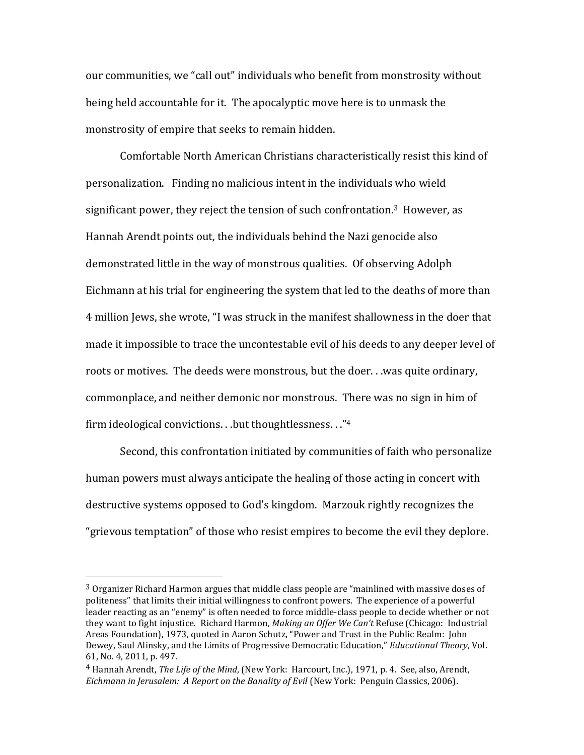our communities, we "call out" individuals who benefit from monstrosity without being held accountable for it. The apocalyptic move here is to unmask the monstrosity of empire that seeks to remain hidden.

Comfortable North American Christians characteristically resist this kind of personalization. Finding no malicious intent in the individuals who wield significant power, they reject the tension of such confrontation.[3] However, as Hannah Arendt points out, the individuals behind the Nazi genocide also demonstrated little in the way of monstrous qualities. Of observing Adolph Eichmann at his trial for engineering the system that led to the deaths of more than 4 million Jews, she wrote, "I was struck in the manifest shallowness in the doer that made it impossible to trace the uncontestable evil of his deeds to any deeper level of roots or motives. The deeds were monstrous, but the doer. . .was quite ordinary, commonplace, and neither demonic nor monstrous. There was no sign in him of firm ideological convictions. . .but thoughtlessness. . ."[4]

Second, this confrontation initiated by communities of faith who personalize human powers must always anticipate the healing of those acting in concert with destructive systems opposed to God's kingdom. Marzouk rightly recognizes the "grievous temptation" of those who resist empires to become the evil they deplore.

---

[3] Organizer Richard Harmon argues that middle class people are "mainlined with massive doses of politeness" that limits their initial willingness to confront powers. The experience of a powerful leader reacting as an "enemy" is often needed to force middle-class people to decide whether or not they want to fight injustice. Richard Harmon, *Making an Offer We Can't* Refuse (Chicago: Industrial Areas Foundation), 1973, quoted in Aaron Schutz, "Power and Trust in the Public Realm: John Dewey, Saul Alinsky, and the Limits of Progressive Democratic Education," *Educational Theory*, Vol. 61, No. 4, 2011, p. 497.

[4] Hannah Arendt, *The Life of the Mind*, (New York: Harcourt, Inc.), 1971, p. 4. See, also, Arendt, *Eichmann in Jerusalem: A Report on the Banality of Evil* (New York: Penguin Classics, 2006).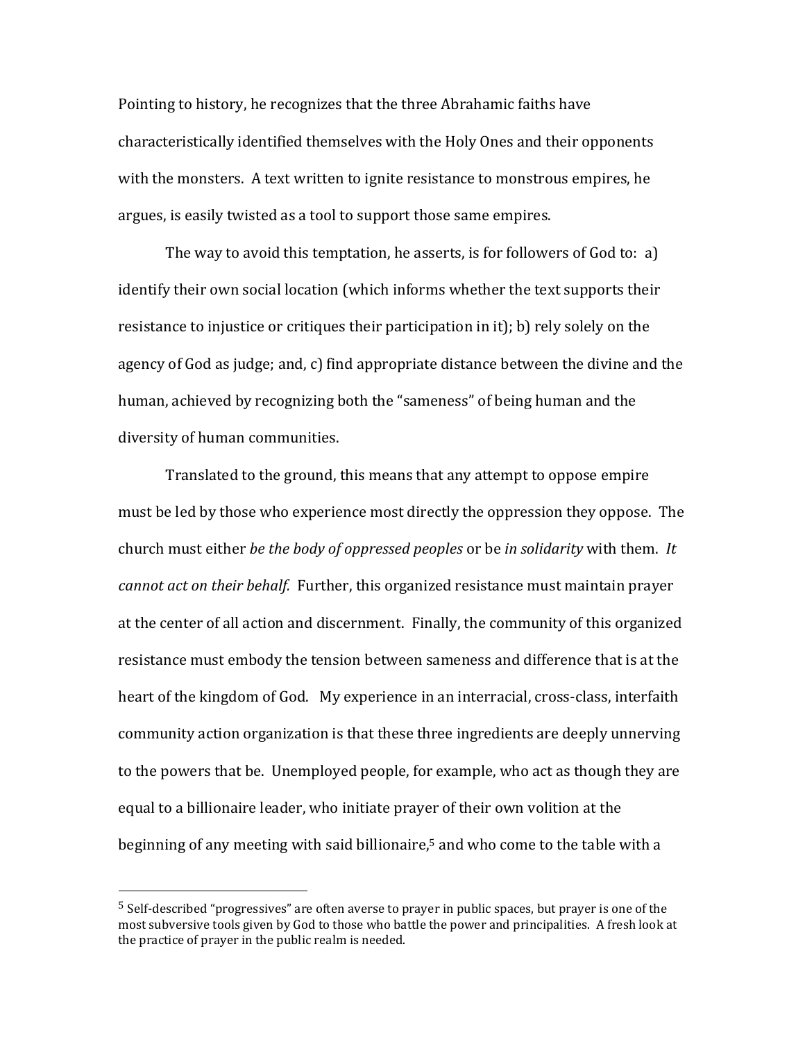Pointing to history, he recognizes that the three Abrahamic faiths have characteristically identified themselves with the Holy Ones and their opponents with the monsters. A text written to ignite resistance to monstrous empires, he argues, is easily twisted as a tool to support those same empires.

The way to avoid this temptation, he asserts, is for followers of God to: a) identify their own social location (which informs whether the text supports their resistance to injustice or critiques their participation in it); b) rely solely on the agency of God as judge; and, c) find appropriate distance between the divine and the human, achieved by recognizing both the "sameness" of being human and the diversity of human communities.

Translated to the ground, this means that any attempt to oppose empire must be led by those who experience most directly the oppression they oppose. The church must either *be the body of oppressed peoples* or be *in solidarity* with them. *It cannot act on their behalf.* Further, this organized resistance must maintain prayer at the center of all action and discernment. Finally, the community of this organized resistance must embody the tension between sameness and difference that is at the heart of the kingdom of God. My experience in an interracial, cross-class, interfaith community action organization is that these three ingredients are deeply unnerving to the powers that be. Unemployed people, for example, who act as though they are equal to a billionaire leader, who initiate prayer of their own volition at the beginning of any meeting with said billionaire,[5] and who come to the table with a

---

[5] Self-described "progressives" are often averse to prayer in public spaces, but prayer is one of the most subversive tools given by God to those who battle the power and principalities. A fresh look at the practice of prayer in the public realm is needed.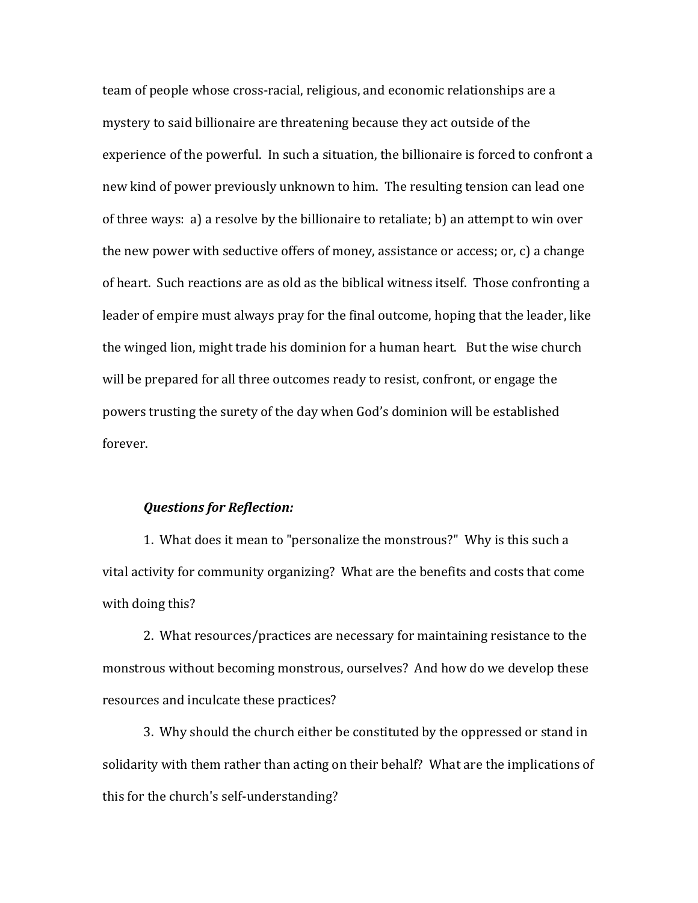team of people whose cross-racial, religious, and economic relationships are a mystery to said billionaire are threatening because they act outside of the experience of the powerful. In such a situation, the billionaire is forced to confront a new kind of power previously unknown to him. The resulting tension can lead one of three ways: a) a resolve by the billionaire to retaliate; b) an attempt to win over the new power with seductive offers of money, assistance or access; or, c) a change of heart. Such reactions are as old as the biblical witness itself. Those confronting a leader of empire must always pray for the final outcome, hoping that the leader, like the winged lion, might trade his dominion for a human heart. But the wise church will be prepared for all three outcomes ready to resist, confront, or engage the powers trusting the surety of the day when God's dominion will be established forever.

***Questions for Reflection:***

1. What does it mean to "personalize the monstrous?" Why is this such a vital activity for community organizing? What are the benefits and costs that come with doing this?

2. What resources/practices are necessary for maintaining resistance to the monstrous without becoming monstrous, ourselves? And how do we develop these resources and inculcate these practices?

3. Why should the church either be constituted by the oppressed or stand in solidarity with them rather than acting on their behalf? What are the implications of this for the church's self-understanding?